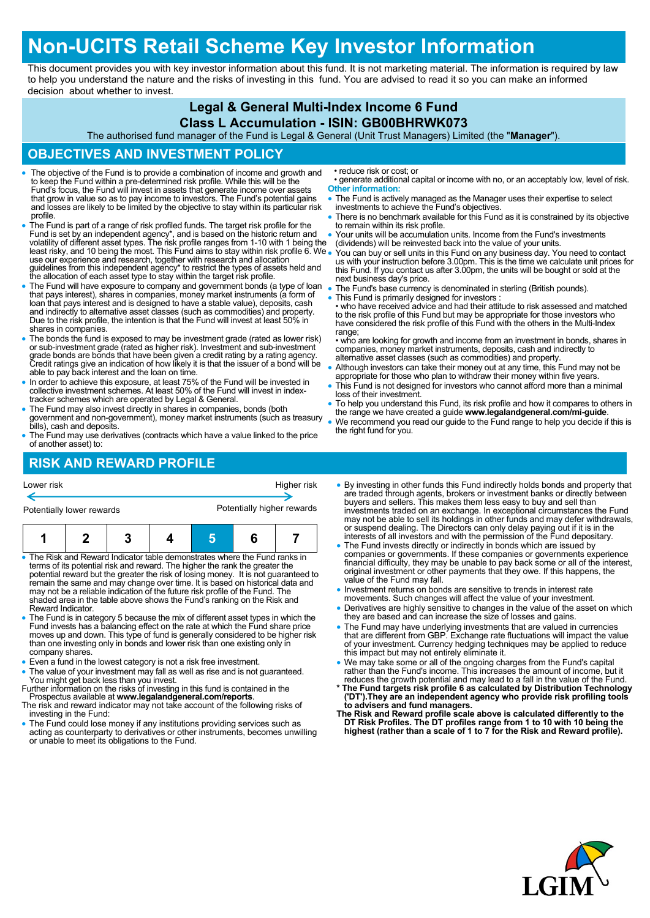# Non-UCITS Retail Scheme Key Investor Information

This document provides you with key investor information about this fund. It is not marketing material. The information is required by law to help you understand the nature and the risks of investing in this fund. You are advised to read it so you can make an informed decision about whether to invest.

**Legal & General Multi-Index Income 6 Fund**
**Class L Accumulation - ISIN: GB00BHRWK073**

The authorised fund manager of the Fund is Legal & General (Unit Trust Managers) Limited (the "**Manager**").

## OBJECTIVES AND INVESTMENT POLICY

- The objective of the Fund is to provide a combination of income and growth and to keep the Fund within a pre-determined risk profile. While this will be the Fund's focus, the Fund will invest in assets that generate income over assets that grow in value so as to pay income to investors. The Fund's potential gains and losses are likely to be limited by the objective to stay within its particular risk profile.
- The Fund is part of a range of risk profiled funds. The target risk profile for the Fund is set by an independent agency*, and is based on the historic return and volatility of different asset types. The risk profile ranges from 1-10 with 1 being the least risky, and 10 being the most. This Fund aims to stay within risk profile 6. We use our experience and research, together with research and allocation guidelines from this independent agency* to restrict the types of assets held and the allocation of each asset type to stay within the target risk profile.
- The Fund will have exposure to company and government bonds (a type of loan that pays interest), shares in companies, money market instruments (a form of loan that pays interest and is designed to have a stable value), deposits, cash and indirectly to alternative asset classes (such as commodities) and property. Due to the risk profile, the intention is that the Fund will invest at least 50% in shares in companies.
- The bonds the fund is exposed to may be investment grade (rated as lower risk) or sub-investment grade (rated as higher risk). Investment and sub-investment grade bonds are bonds that have been given a credit rating by a rating agency. Credit ratings give an indication of how likely it is that the issuer of a bond will be able to pay back interest and the loan on time.
- In order to achieve this exposure, at least 75% of the Fund will be invested in collective investment schemes. At least 50% of the Fund will invest in index-tracker schemes which are operated by Legal & General.
- The Fund may also invest directly in shares in companies, bonds (both government and non-government), money market instruments (such as treasury bills), cash and deposits.
- The Fund may use derivatives (contracts which have a value linked to the price of another asset) to:
  • reduce risk or cost; or
  • generate additional capital or income with no, or an acceptably low, level of risk.

**Other information:**

- The Fund is actively managed as the Manager uses their expertise to select investments to achieve the Fund's objectives.
- There is no benchmark available for this Fund as it is constrained by its objective to remain within its risk profile.
- Your units will be accumulation units. Income from the Fund's investments (dividends) will be reinvested back into the value of your units.
- You can buy or sell units in this Fund on any business day. You need to contact us with your instruction before 3.00pm. This is the time we calculate unit prices for this Fund. If you contact us after 3.00pm, the units will be bought or sold at the next business day's price.
- The Fund's base currency is denominated in sterling (British pounds).
- This Fund is primarily designed for investors :
  • who have received advice and had their attitude to risk assessed and matched to the risk profile of this Fund but may be appropriate for those investors who have considered the risk profile of this Fund with the others in the Multi-Index range;
  • who are looking for growth and income from an investment in bonds, shares in companies, money market instruments, deposits, cash and indirectly to alternative asset classes (such as commodities) and property.
- Although investors can take their money out at any time, this Fund may not be appropriate for those who plan to withdraw their money within five years.
- This Fund is not designed for investors who cannot afford more than a minimal loss of their investment.
- To help you understand this Fund, its risk profile and how it compares to others in the range we have created a guide **www.legalandgeneral.com/mi-guide**.
- We recommend you read our guide to the Fund range to help you decide if this is the right fund for you.

## RISK AND REWARD PROFILE

Lower risk ← → Higher risk

Potentially lower rewards — Potentially higher rewards

| 1 | 2 | 3 | 4 | **5** | 6 | 7 |
|---|---|---|---|---|---|---|

- The Risk and Reward Indicator table demonstrates where the Fund ranks in terms of its potential risk and reward. The higher the rank the greater the potential reward but the greater the risk of losing money. It is not guaranteed to remain the same and may change over time. It is based on historical data and may not be a reliable indication of the future risk profile of the Fund. The shaded area in the table above shows the Fund's ranking on the Risk and Reward Indicator.
- The Fund is in category 5 because the mix of different asset types in which the Fund invests has a balancing effect on the rate at which the Fund share price moves up and down. This type of fund is generally considered to be higher risk than one investing only in bonds and lower risk than one existing only in company shares.
- Even a fund in the lowest category is not a risk free investment.
- The value of your investment may fall as well as rise and is not guaranteed. You might get back less than you invest.

Further information on the risks of investing in this fund is contained in the Prospectus available at **www.legalandgeneral.com/reports**.

The risk and reward indicator may not take account of the following risks of investing in the Fund:

- The Fund could lose money if any institutions providing services such as acting as counterparty to derivatives or other instruments, becomes unwilling or unable to meet its obligations to the Fund.
- By investing in other funds this Fund indirectly holds bonds and property that are traded through agents, brokers or investment banks or directly between buyers and sellers. This makes them less easy to buy and sell than investments traded on an exchange. In exceptional circumstances the Fund may not be able to sell its holdings in other funds and may defer withdrawals, or suspend dealing. The Directors can only delay paying out if it is in the interests of all investors and with the permission of the Fund depositary.
- The Fund invests directly or indirectly in bonds which are issued by companies or governments. If these companies or governments experience financial difficulty, they may be unable to pay back some or all of the interest, original investment or other payments that they owe. If this happens, the value of the Fund may fall.
- Investment returns on bonds are sensitive to trends in interest rate movements. Such changes will affect the value of your investment.
- Derivatives are highly sensitive to changes in the value of the asset on which they are based and can increase the size of losses and gains.
- The Fund may have underlying investments that are valued in currencies that are different from GBP. Exchange rate fluctuations will impact the value of your investment. Currency hedging techniques may be applied to reduce this impact but may not entirely eliminate it.
- We may take some or all of the ongoing charges from the Fund's capital rather than the Fund's income. This increases the amount of income, but it reduces the growth potential and may lead to a fall in the value of the Fund.

**\* The Fund targets risk profile 6 as calculated by Distribution Technology ('DT').They are an independent agency who provide risk profiling tools to advisers and fund managers.**

**The Risk and Reward profile scale above is calculated differently to the DT Risk Profiles. The DT profiles range from 1 to 10 with 10 being the highest (rather than a scale of 1 to 7 for the Risk and Reward profile).**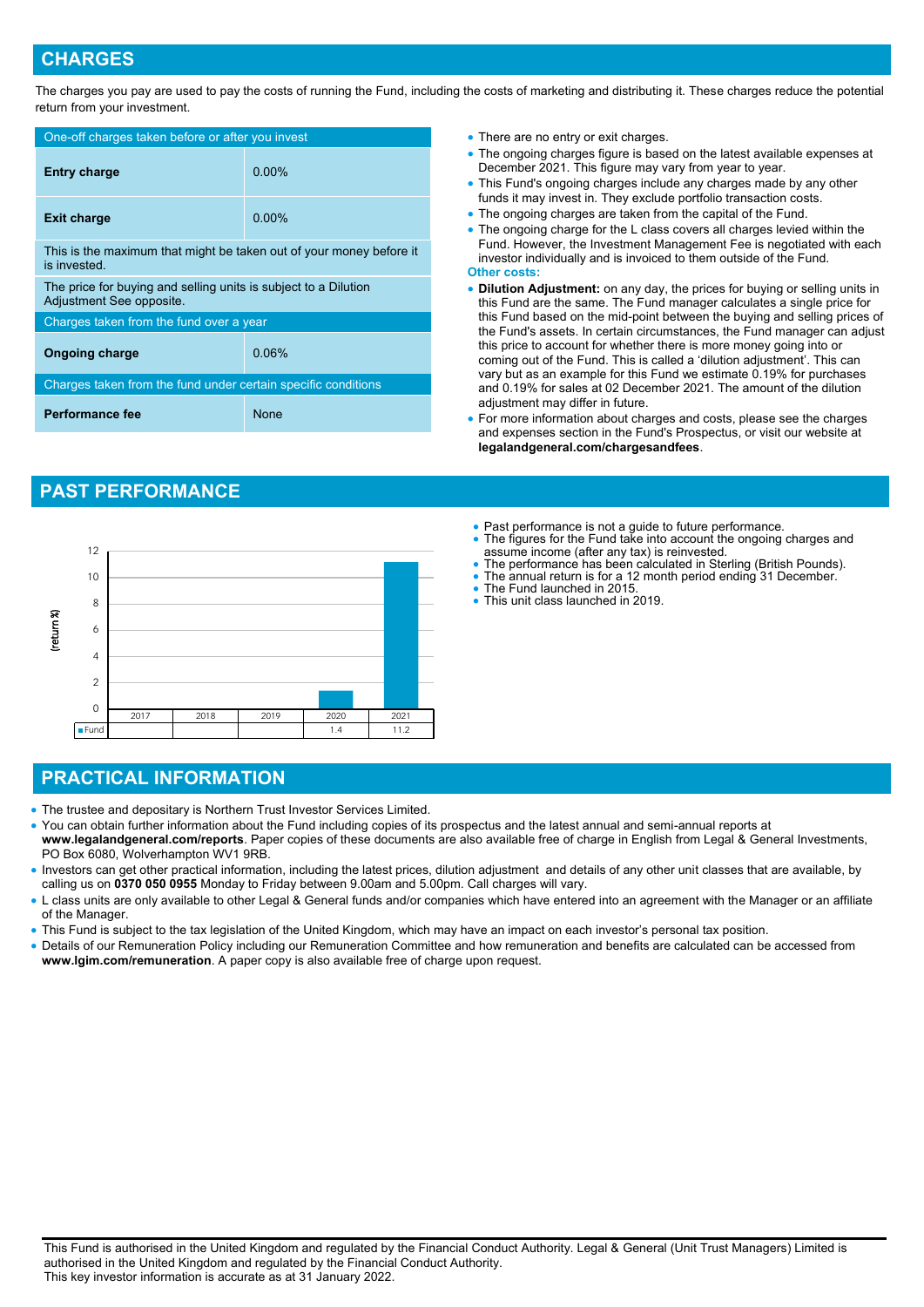## CHARGES

The charges you pay are used to pay the costs of running the Fund, including the costs of marketing and distributing it. These charges reduce the potential return from your investment.

| One-off charges taken before or after you invest | |
|---|---|
| **Entry charge** | 0.00% |
| **Exit charge** | 0.00% |
| This is the maximum that might be taken out of your money before it is invested. | |
| The price for buying and selling units is subject to a Dilution Adjustment See opposite. | |
| Charges taken from the fund over a year | |
| **Ongoing charge** | 0.06% |
| Charges taken from the fund under certain specific conditions | |
| **Performance fee** | None |

- There are no entry or exit charges.
- The ongoing charges figure is based on the latest available expenses at December 2021. This figure may vary from year to year.
- This Fund's ongoing charges include any charges made by any other funds it may invest in. They exclude portfolio transaction costs.
- The ongoing charges are taken from the capital of the Fund.
- The ongoing charge for the L class covers all charges levied within the Fund. However, the Investment Management Fee is negotiated with each investor individually and is invoiced to them outside of the Fund.

**Other costs:**

- **Dilution Adjustment:** on any day, the prices for buying or selling units in this Fund are the same. The Fund manager calculates a single price for this Fund based on the mid-point between the buying and selling prices of the Fund's assets. In certain circumstances, the Fund manager can adjust this price to account for whether there is more money going into or coming out of the Fund. This is called a 'dilution adjustment'. This can vary but as an example for this Fund we estimate 0.19% for purchases and 0.19% for sales at 02 December 2021. The amount of the dilution adjustment may differ in future.
- For more information about charges and costs, please see the charges and expenses section in the Fund's Prospectus, or visit our website at **legalandgeneral.com/chargesandfees**.

## PAST PERFORMANCE

(return %)
12
10
8
6
4
2
0
2017 2018 2019 2020 2021
Fund 1.4 11.2

- Past performance is not a guide to future performance.
- The figures for the Fund take into account the ongoing charges and assume income (after any tax) is reinvested.
- The performance has been calculated in Sterling (British Pounds).
- The annual return is for a 12 month period ending 31 December.
- The Fund launched in 2015.
- This unit class launched in 2019.

## PRACTICAL INFORMATION

- The trustee and depositary is Northern Trust Investor Services Limited.
- You can obtain further information about the Fund including copies of its prospectus and the latest annual and semi-annual reports at **www.legalandgeneral.com/reports**. Paper copies of these documents are also available free of charge in English from Legal & General Investments, PO Box 6080, Wolverhampton WV1 9RB.
- Investors can get other practical information, including the latest prices, dilution adjustment and details of any other unit classes that are available, by calling us on **0370 050 0955** Monday to Friday between 9.00am and 5.00pm. Call charges will vary.
- L class units are only available to other Legal & General funds and/or companies which have entered into an agreement with the Manager or an affiliate of the Manager.
- This Fund is subject to the tax legislation of the United Kingdom, which may have an impact on each investor's personal tax position.
- Details of our Remuneration Policy including our Remuneration Committee and how remuneration and benefits are calculated can be accessed from **www.lgim.com/remuneration**. A paper copy is also available free of charge upon request.

This Fund is authorised in the United Kingdom and regulated by the Financial Conduct Authority. Legal & General (Unit Trust Managers) Limited is authorised in the United Kingdom and regulated by the Financial Conduct Authority.
This key investor information is accurate as at 31 January 2022.